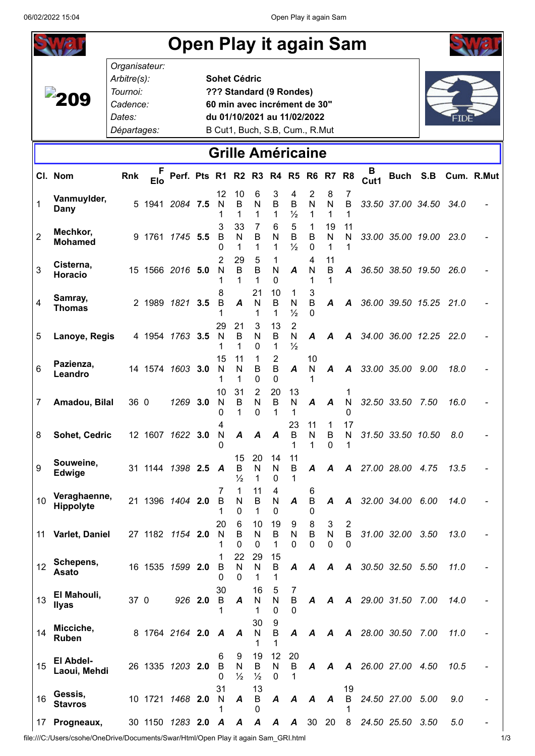# Open Play it again Sam

209

| | |
|---|---|
| *Organisateur:* | |
| *Arbitre(s):* | **Sohet Cédric** |
| *Tournoi:* | **??? Standard (9 Rondes)** |
| *Cadence:* | **60 min avec incrément de 30"** |
| *Dates:* | **du 01/10/2021 au 11/02/2022** |
| *Départages:* | B Cut1, Buch, S.B, Cum., R.Mut |

## Grille Américaine

| Cl. | Nom | Rnk | F Elo | Perf. | Pts | R1 | R2 | R3 | R4 | R5 | R6 | R7 | R8 | B Cut1 | Buch | S.B | Cum. | R.Mut |
|---|---|---|---|---|---|---|---|---|---|---|---|---|---|---|---|---|---|---|
| 1 | **Vanmuylder, Dany** | 5 | 1941 | *2084* | **7.5** | 12 N 1 | 10 B 1 | 6 N 1 | 3 B 1 | 4 B ½ | 2 N 1 | 8 N 1 | 7 B 1 | *33.50* | *37.00* | *34.50* | *34.0* | - |
| 2 | **Mechkor, Mohamed** | 9 | 1761 | *1745* | **5.5** | 3 B 0 | 33 N 1 | 7 B 1 | 6 N 1 | 5 B ½ | 1 B 0 | 19 N 1 | 11 N 1 | *33.00* | *35.00* | *19.00* | *23.0* | - |
| 3 | **Cisterna, Horacio** | 15 | 1566 | *2016* | **5.0** | 2 N 1 | 29 B 1 | 5 B 1 | 1 N 0 | ***A*** | 4 N 1 | 11 B 1 | ***A*** | *36.50* | *38.50* | *19.50* | *26.0* | - |
| 4 | **Samray, Thomas** | 2 | 1989 | *1821* | **3.5** | 8 B 1 | ***A*** | 21 N 1 | 10 B 1 | 1 N ½ | 3 B 0 | ***A*** | ***A*** | *36.00* | *39.50* | *15.25* | *21.0* | - |
| 5 | **Lanoye, Regis** | 4 | 1954 | *1763* | **3.5** | 29 N 1 | 21 B 1 | 3 N 0 | 13 B 1 | 2 N ½ | ***A*** | ***A*** | ***A*** | *34.00* | *36.00* | *12.25* | *22.0* | - |
| 6 | **Pazienza, Leandro** | 14 | 1574 | *1603* | **3.0** | 15 N 1 | 11 N 1 | 1 B 0 | 2 B 0 | ***A*** | 10 N 1 | ***A*** | ***A*** | *33.00* | *35.00* | *9.00* | *18.0* | - |
| 7 | **Amadou, Bilal** | 36 | 0 | *1269* | **3.0** | 10 N 0 | 31 B 1 | 2 N 0 | 20 B 1 | 13 N 1 | ***A*** | ***A*** | 1 N 0 | *32.50* | *33.50* | *7.50* | *16.0* | - |
| 8 | **Sohet, Cedric** | 12 | 1607 | *1622* | **3.0** | 4 N 0 | ***A*** | ***A*** | ***A*** | 23 B 1 | 11 N 1 | 1 B 0 | 17 N 1 | *31.50* | *33.50* | *10.50* | *8.0* | - |
| 9 | **Souweine, Edwige** | 31 | 1144 | *1398* | **2.5** | ***A*** | 15 B ½ | 20 N 1 | 14 N 0 | 11 B 1 | ***A*** | ***A*** | ***A*** | *27.00* | *28.00* | *4.75* | *13.5* | - |
| 10 | **Veraghaenne, Hippolyte** | 21 | 1396 | *1404* | **2.0** | 7 B 1 | 1 N 0 | 11 B 1 | 4 N 0 | ***A*** | 6 B 0 | ***A*** | ***A*** | *32.00* | *34.00* | *6.00* | *14.0* | - |
| 11 | **Varlet, Daniel** | 27 | 1182 | *1154* | **2.0** | 20 N 1 | 6 B 0 | 10 N 0 | 19 B 1 | 9 N 0 | 8 B 0 | 3 N 0 | 2 B 0 | *31.00* | *32.00* | *3.50* | *13.0* | - |
| 12 | **Schepens, Asato** | 16 | 1535 | *1599* | **2.0** | 1 B 0 | 22 N 0 | 29 N 1 | 15 B 1 | ***A*** | ***A*** | ***A*** | ***A*** | *30.50* | *32.50* | *5.50* | *11.0* | - |
| 13 | **El Mahouli, Ilyas** | 37 | 0 | *926* | **2.0** | 30 B 1 | ***A*** | 16 N 1 | 5 N 0 | 7 B 0 | ***A*** | ***A*** | ***A*** | *29.00* | *31.50* | *7.00* | *14.0* | - |
| 14 | **Micciche, Ruben** | 8 | 1764 | *2164* | **2.0** | ***A*** | ***A*** | 30 N 1 | 9 B 1 | ***A*** | ***A*** | ***A*** | ***A*** | *28.00* | *30.50* | *7.00* | *11.0* | - |
| 15 | **El Abdel-Laoui, Mehdi** | 26 | 1335 | *1203* | **2.0** | 6 B 0 | 9 N ½ | 19 B ½ | 12 N 0 | 20 B 1 | ***A*** | ***A*** | ***A*** | *26.00* | *27.00* | *4.50* | *10.5* | - |
| 16 | **Gessis, Stavros** | 10 | 1721 | *1468* | **2.0** | 31 N 1 | ***A*** | 13 B 0 | ***A*** | ***A*** | ***A*** | ***A*** | 19 B 1 | *24.50* | *27.00* | *5.00* | *9.0* | - |
| 17 | **Progneaux,** | 30 | 1150 | *1283* | **2.0** | ***A*** | ***A*** | ***A*** | ***A*** | ***A*** | 30 | 20 | 8 | *24.50* | *25.50* | *3.50* | *5.0* | - |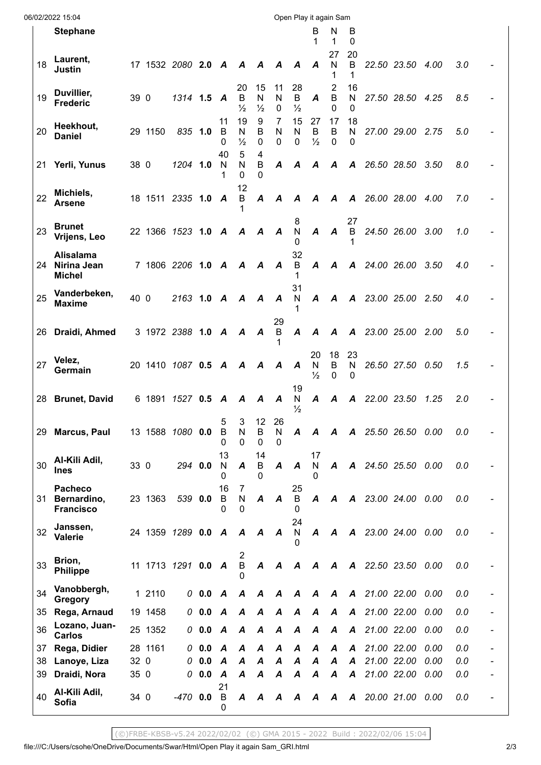| | | | | | | | | | | | | | | | | | | | |
|---|---|---|---|---|---|---|---|---|---|---|---|---|---|---|---|---|---|---|---|
| | **Stephane** | | | | | | | | | | B 1 | N 1 | B 0 | | | | | |
| 18 | **Laurent, Justin** | 17 | 1532 | 2080 | **2.0** | A | A | A | A | A | A | 27 N 1 | 20 B 1 | 22.50 | 23.50 | 4.00 | 3.0 | - |
| 19 | **Duvillier, Frederic** | 39 | 0 | 1314 | **1.5** | A | 20 B ½ | 15 N ½ | 11 N 0 | 28 B ½ | A | 2 B 0 | 16 N 0 | 27.50 | 28.50 | 4.25 | 8.5 | - |
| 20 | **Heekhout, Daniel** | 29 | 1150 | 835 | **1.0** | 11 B 0 | 19 N ½ | 9 B 0 | 7 N 0 | 15 N 0 | 27 B ½ | 17 B 0 | 18 N 0 | 27.00 | 29.00 | 2.75 | 5.0 | - |
| 21 | **Yerli, Yunus** | 38 | 0 | 1204 | **1.0** | 40 N 1 | 5 N 0 | 4 B 0 | A | A | A | A | A | 26.50 | 28.50 | 3.50 | 8.0 | - |
| 22 | **Michiels, Arsene** | 18 | 1511 | 2335 | **1.0** | A | 12 B 1 | A | A | A | A | A | A | 26.00 | 28.00 | 4.00 | 7.0 | - |
| 23 | **Brunet Vrijens, Leo** | 22 | 1366 | 1523 | **1.0** | A | A | A | A | 8 N 0 | A | A | 27 B 1 | 24.50 | 26.00 | 3.00 | 1.0 | - |
| 24 | **Alisalama Nirina Jean Michel** | 7 | 1806 | 2206 | **1.0** | A | A | A | A | 32 B 1 | A | A | A | 24.00 | 26.00 | 3.50 | 4.0 | - |
| 25 | **Vanderbeken, Maxime** | 40 | 0 | 2163 | **1.0** | A | A | A | A | 31 N 1 | A | A | A | 23.00 | 25.00 | 2.50 | 4.0 | - |
| 26 | **Draidi, Ahmed** | 3 | 1972 | 2388 | **1.0** | A | A | A | 29 B 1 | A | A | A | A | 23.00 | 25.00 | 2.00 | 5.0 | - |
| 27 | **Velez, Germain** | 20 | 1410 | 1087 | **0.5** | A | A | A | A | A | 20 N ½ | 18 B 0 | 23 N 0 | 26.50 | 27.50 | 0.50 | 1.5 | - |
| 28 | **Brunet, David** | 6 | 1891 | 1527 | **0.5** | A | A | A | A | 19 N ½ | A | A | A | 22.00 | 23.50 | 1.25 | 2.0 | - |
| 29 | **Marcus, Paul** | 13 | 1588 | 1080 | **0.0** | 5 B 0 | 3 N 0 | 12 B 0 | 26 N 0 | A | A | A | A | 25.50 | 26.50 | 0.00 | 0.0 | - |
| 30 | **Al-Kili Adil, Ines** | 33 | 0 | 294 | **0.0** | 13 N 0 | A | 14 B 0 | A | A | 17 N 0 | A | A | 24.50 | 25.50 | 0.00 | 0.0 | - |
| 31 | **Pacheco Bernardino, Francisco** | 23 | 1363 | 539 | **0.0** | 16 B 0 | 7 N 0 | A | A | 25 B 0 | A | A | A | 23.00 | 24.00 | 0.00 | 0.0 | - |
| 32 | **Janssen, Valerie** | 24 | 1359 | 1289 | **0.0** | A | A | A | A | 24 N 0 | A | A | A | 23.00 | 24.00 | 0.00 | 0.0 | - |
| 33 | **Brion, Philippe** | 11 | 1713 | 1291 | **0.0** | A | 2 B 0 | A | A | A | A | A | A | 22.50 | 23.50 | 0.00 | 0.0 | - |
| 34 | **Vanobbergh, Gregory** | 1 | 2110 | 0 | **0.0** | A | A | A | A | A | A | A | A | 21.00 | 22.00 | 0.00 | 0.0 | - |
| 35 | **Rega, Arnaud** | 19 | 1458 | 0 | **0.0** | A | A | A | A | A | A | A | A | 21.00 | 22.00 | 0.00 | 0.0 | - |
| 36 | **Lozano, Juan-Carlos** | 25 | 1352 | 0 | **0.0** | A | A | A | A | A | A | A | A | 21.00 | 22.00 | 0.00 | 0.0 | - |
| 37 | **Rega, Didier** | 28 | 1161 | 0 | **0.0** | A | A | A | A | A | A | A | A | 21.00 | 22.00 | 0.00 | 0.0 | - |
| 38 | **Lanoye, Liza** | 32 | 0 | 0 | **0.0** | A | A | A | A | A | A | A | A | 21.00 | 22.00 | 0.00 | 0.0 | - |
| 39 | **Draidi, Nora** | 35 | 0 | 0 | **0.0** | A | A | A | A | A | A | A | A | 21.00 | 22.00 | 0.00 | 0.0 | - |
| 40 | **Al-Kili Adil, Sofia** | 34 | 0 | -470 | **0.0** | 21 B 0 | A | A | A | A | A | A | A | 20.00 | 21.00 | 0.00 | 0.0 | - |

(©)FRBE-KBSB-v5.24 2022/02/02 (©) GMA 2015 - 2022 Build : 2022/02/06 15:04